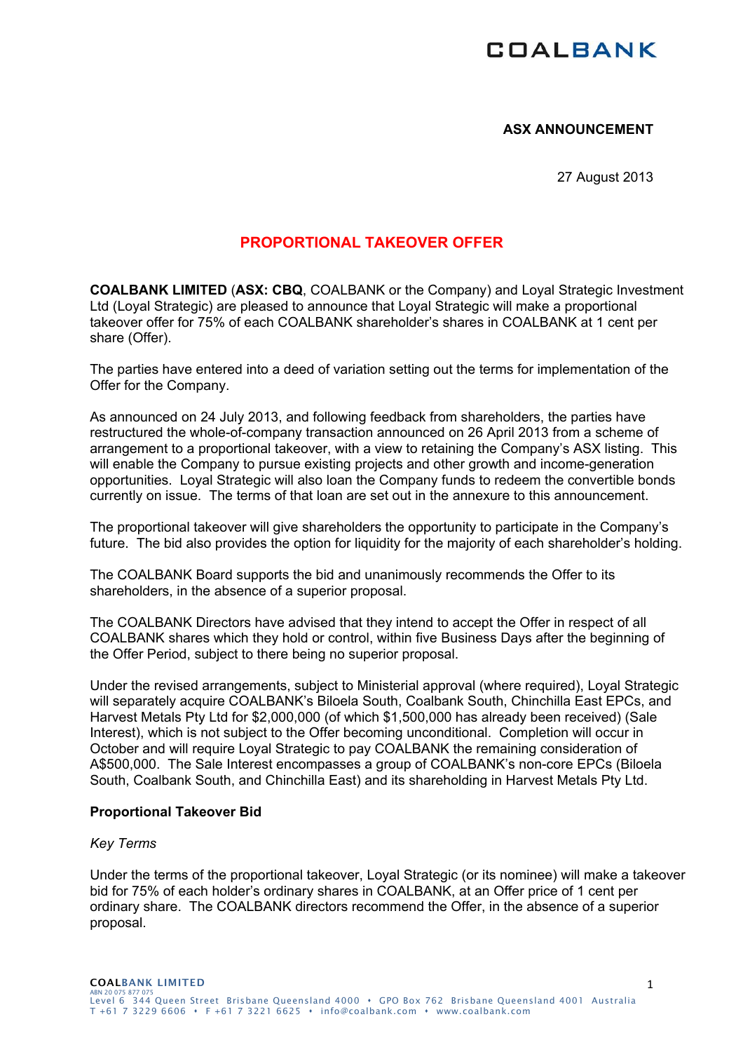COALBANK

**ASX ANNOUNCEMENT**

27 August 2013

# PROPORTIONAL TAKEOVER OFFER

**COALBANK LIMITED** (**ASX: CBQ**, COALBANK or the Company) and Loyal Strategic Investment Ltd (Loyal Strategic) are pleased to announce that Loyal Strategic will make a proportional takeover offer for 75% of each COALBANK shareholder's shares in COALBANK at 1 cent per share (Offer).

The parties have entered into a deed of variation setting out the terms for implementation of the Offer for the Company.

As announced on 24 July 2013, and following feedback from shareholders, the parties have restructured the whole-of-company transaction announced on 26 April 2013 from a scheme of arrangement to a proportional takeover, with a view to retaining the Company's ASX listing. This will enable the Company to pursue existing projects and other growth and income-generation opportunities. Loyal Strategic will also loan the Company funds to redeem the convertible bonds currently on issue. The terms of that loan are set out in the annexure to this announcement.

The proportional takeover will give shareholders the opportunity to participate in the Company's future. The bid also provides the option for liquidity for the majority of each shareholder's holding.

The COALBANK Board supports the bid and unanimously recommends the Offer to its shareholders, in the absence of a superior proposal.

The COALBANK Directors have advised that they intend to accept the Offer in respect of all COALBANK shares which they hold or control, within five Business Days after the beginning of the Offer Period, subject to there being no superior proposal.

Under the revised arrangements, subject to Ministerial approval (where required), Loyal Strategic will separately acquire COALBANK's Biloela South, Coalbank South, Chinchilla East EPCs, and Harvest Metals Pty Ltd for $2,000,000 (of which $1,500,000 has already been received) (Sale Interest), which is not subject to the Offer becoming unconditional. Completion will occur in October and will require Loyal Strategic to pay COALBANK the remaining consideration of A$500,000. The Sale Interest encompasses a group of COALBANK's non-core EPCs (Biloela South, Coalbank South, and Chinchilla East) and its shareholding in Harvest Metals Pty Ltd.

## Proportional Takeover Bid

*Key Terms*

Under the terms of the proportional takeover, Loyal Strategic (or its nominee) will make a takeover bid for 75% of each holder's ordinary shares in COALBANK, at an Offer price of 1 cent per ordinary share. The COALBANK directors recommend the Offer, in the absence of a superior proposal.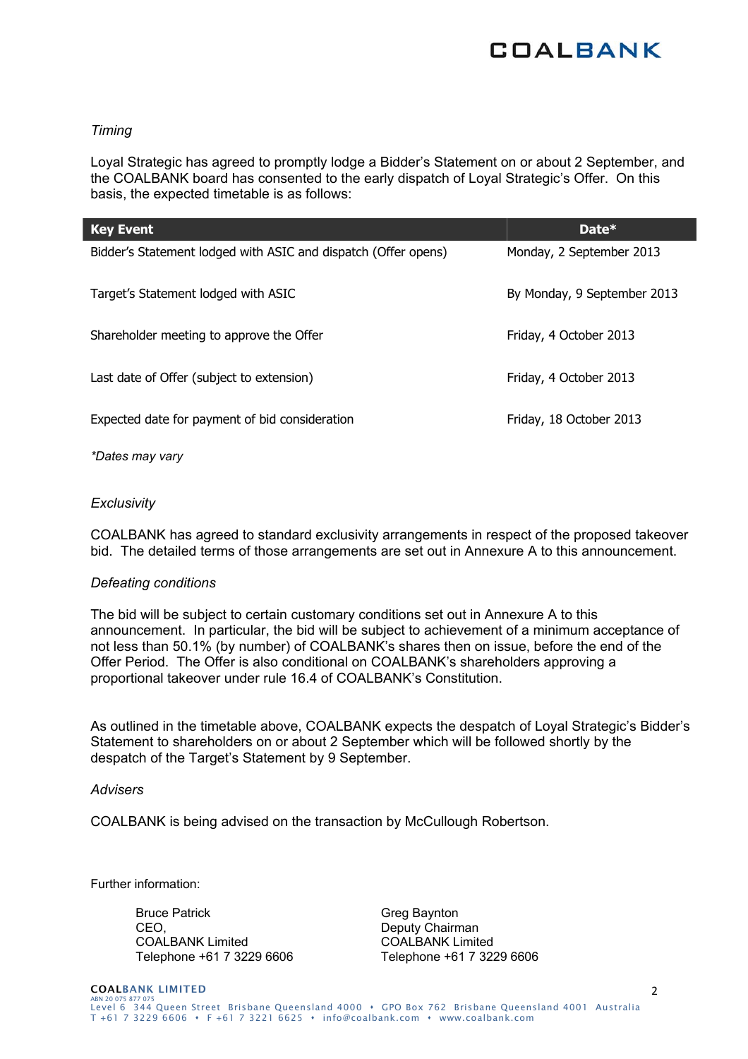*Timing*

Loyal Strategic has agreed to promptly lodge a Bidder's Statement on or about 2 September, and the COALBANK board has consented to the early dispatch of Loyal Strategic's Offer. On this basis, the expected timetable is as follows:

| Key Event | Date* |
|---|---|
| Bidder's Statement lodged with ASIC and dispatch (Offer opens) | Monday, 2 September 2013 |
| Target's Statement lodged with ASIC | By Monday, 9 September 2013 |
| Shareholder meeting to approve the Offer | Friday, 4 October 2013 |
| Last date of Offer (subject to extension) | Friday, 4 October 2013 |
| Expected date for payment of bid consideration | Friday, 18 October 2013 |

*\*Dates may vary*

*Exclusivity*

COALBANK has agreed to standard exclusivity arrangements in respect of the proposed takeover bid. The detailed terms of those arrangements are set out in Annexure A to this announcement.

*Defeating conditions*

The bid will be subject to certain customary conditions set out in Annexure A to this announcement. In particular, the bid will be subject to achievement of a minimum acceptance of not less than 50.1% (by number) of COALBANK's shares then on issue, before the end of the Offer Period. The Offer is also conditional on COALBANK's shareholders approving a proportional takeover under rule 16.4 of COALBANK's Constitution.

As outlined in the timetable above, COALBANK expects the despatch of Loyal Strategic's Bidder's Statement to shareholders on or about 2 September which will be followed shortly by the despatch of the Target's Statement by 9 September.

*Advisers*

COALBANK is being advised on the transaction by McCullough Robertson.

Further information:

Bruce Patrick
CEO,
COALBANK Limited
Telephone +61 7 3229 6606

Greg Baynton
Deputy Chairman
COALBANK Limited
Telephone +61 7 3229 6606

COALBANK LIMITED
ABN 20 075 877 075
Level 6 344 Queen Street Brisbane Queensland 4000 • GPO Box 762 Brisbane Queensland 4001 Australia
T +61 7 3229 6606 • F +61 7 3221 6625 • info@coalbank.com • www.coalbank.com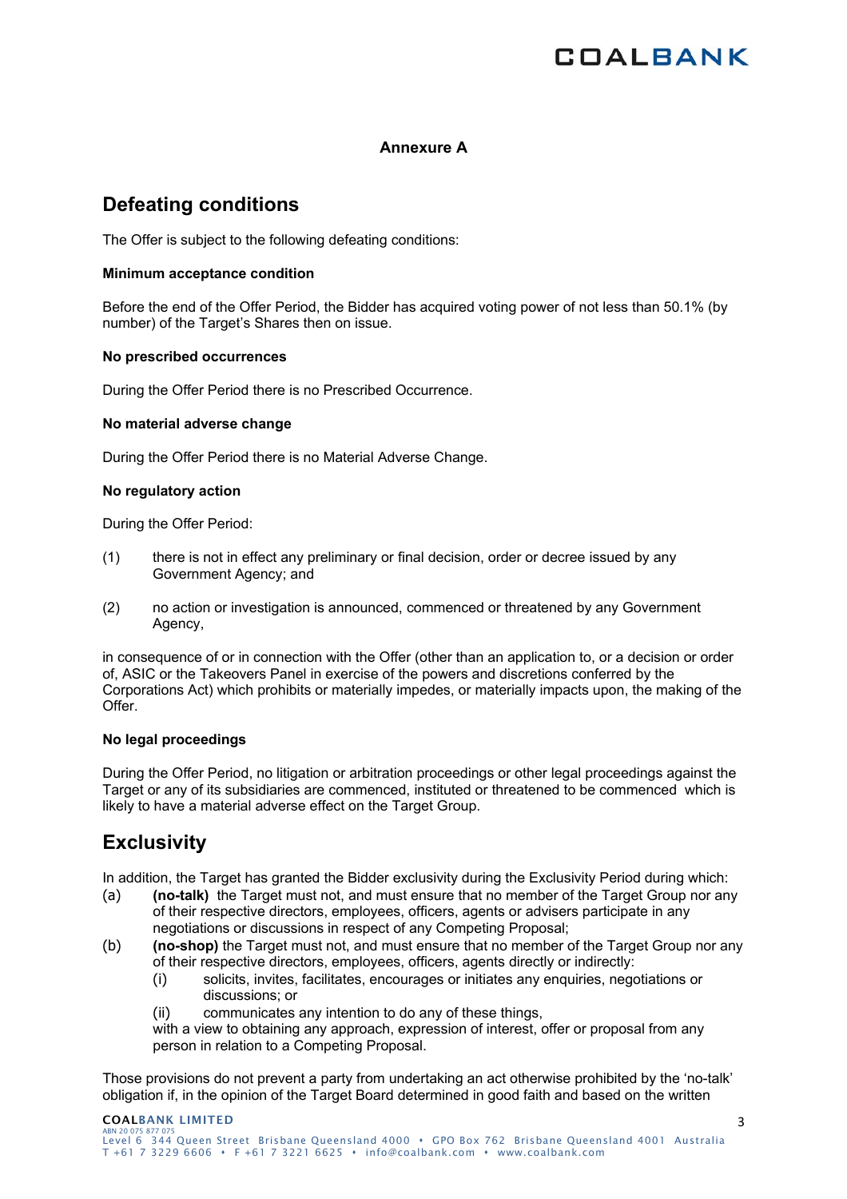### Annexure A

## Defeating conditions

The Offer is subject to the following defeating conditions:

**Minimum acceptance condition**

Before the end of the Offer Period, the Bidder has acquired voting power of not less than 50.1% (by number) of the Target's Shares then on issue.

**No prescribed occurrences**

During the Offer Period there is no Prescribed Occurrence.

**No material adverse change**

During the Offer Period there is no Material Adverse Change.

**No regulatory action**

During the Offer Period:

(1) there is not in effect any preliminary or final decision, order or decree issued by any Government Agency; and

(2) no action or investigation is announced, commenced or threatened by any Government Agency,

in consequence of or in connection with the Offer (other than an application to, or a decision or order of, ASIC or the Takeovers Panel in exercise of the powers and discretions conferred by the Corporations Act) which prohibits or materially impedes, or materially impacts upon, the making of the Offer.

**No legal proceedings**

During the Offer Period, no litigation or arbitration proceedings or other legal proceedings against the Target or any of its subsidiaries are commenced, instituted or threatened to be commenced which is likely to have a material adverse effect on the Target Group.

## Exclusivity

In addition, the Target has granted the Bidder exclusivity during the Exclusivity Period during which:

(a) **(no-talk)** the Target must not, and must ensure that no member of the Target Group nor any of their respective directors, employees, officers, agents or advisers participate in any negotiations or discussions in respect of any Competing Proposal;

(b) **(no-shop)** the Target must not, and must ensure that no member of the Target Group nor any of their respective directors, employees, officers, agents directly or indirectly:

    (i) solicits, invites, facilitates, encourages or initiates any enquiries, negotiations or discussions; or

    (ii) communicates any intention to do any of these things,

    with a view to obtaining any approach, expression of interest, offer or proposal from any person in relation to a Competing Proposal.

Those provisions do not prevent a party from undertaking an act otherwise prohibited by the 'no-talk' obligation if, in the opinion of the Target Board determined in good faith and based on the written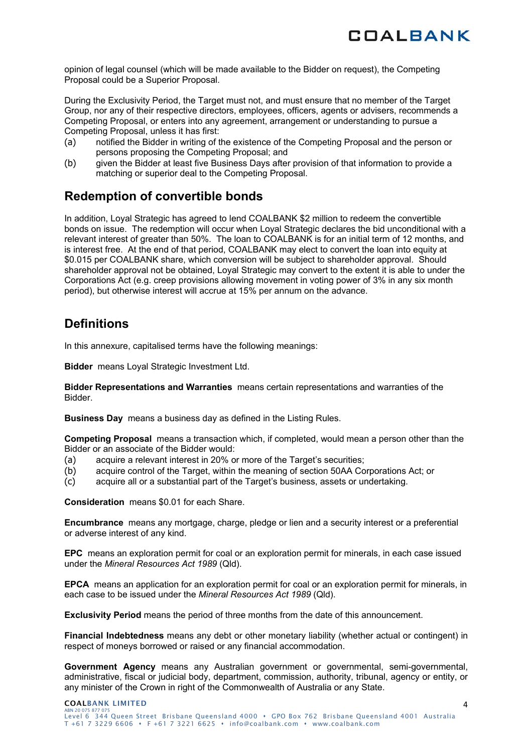opinion of legal counsel (which will be made available to the Bidder on request), the Competing Proposal could be a Superior Proposal.

During the Exclusivity Period, the Target must not, and must ensure that no member of the Target Group, nor any of their respective directors, employees, officers, agents or advisers, recommends a Competing Proposal, or enters into any agreement, arrangement or understanding to pursue a Competing Proposal, unless it has first:

(a) notified the Bidder in writing of the existence of the Competing Proposal and the person or persons proposing the Competing Proposal; and

(b) given the Bidder at least five Business Days after provision of that information to provide a matching or superior deal to the Competing Proposal.

## Redemption of convertible bonds

In addition, Loyal Strategic has agreed to lend COALBANK $2 million to redeem the convertible bonds on issue. The redemption will occur when Loyal Strategic declares the bid unconditional with a relevant interest of greater than 50%. The loan to COALBANK is for an initial term of 12 months, and is interest free. At the end of that period, COALBANK may elect to convert the loan into equity at $0.015 per COALBANK share, which conversion will be subject to shareholder approval. Should shareholder approval not be obtained, Loyal Strategic may convert to the extent it is able to under the Corporations Act (e.g. creep provisions allowing movement in voting power of 3% in any six month period), but otherwise interest will accrue at 15% per annum on the advance.

## Definitions

In this annexure, capitalised terms have the following meanings:

**Bidder** means Loyal Strategic Investment Ltd.

**Bidder Representations and Warranties** means certain representations and warranties of the Bidder.

**Business Day** means a business day as defined in the Listing Rules.

**Competing Proposal** means a transaction which, if completed, would mean a person other than the Bidder or an associate of the Bidder would:

(a) acquire a relevant interest in 20% or more of the Target's securities;

(b) acquire control of the Target, within the meaning of section 50AA Corporations Act; or

(c) acquire all or a substantial part of the Target's business, assets or undertaking.

**Consideration** means $0.01 for each Share.

**Encumbrance** means any mortgage, charge, pledge or lien and a security interest or a preferential or adverse interest of any kind.

**EPC** means an exploration permit for coal or an exploration permit for minerals, in each case issued under the *Mineral Resources Act 1989* (Qld).

**EPCA** means an application for an exploration permit for coal or an exploration permit for minerals, in each case to be issued under the *Mineral Resources Act 1989* (Qld).

**Exclusivity Period** means the period of three months from the date of this announcement.

**Financial Indebtedness** means any debt or other monetary liability (whether actual or contingent) in respect of moneys borrowed or raised or any financial accommodation.

**Government Agency** means any Australian government or governmental, semi-governmental, administrative, fiscal or judicial body, department, commission, authority, tribunal, agency or entity, or any minister of the Crown in right of the Commonwealth of Australia or any State.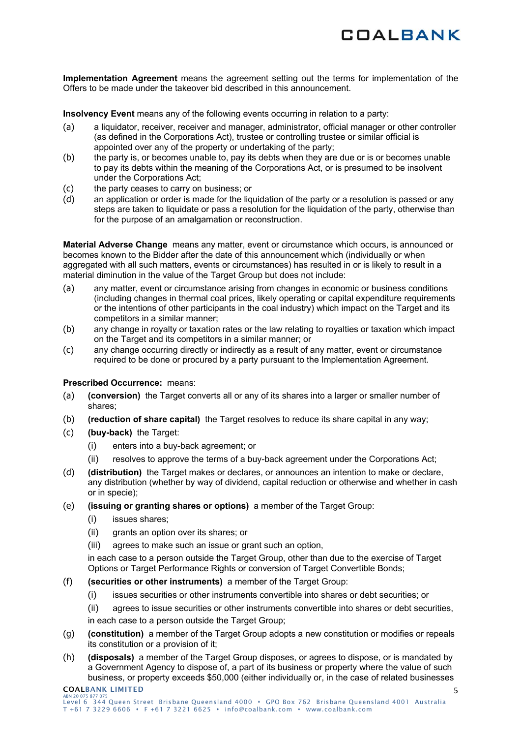**Implementation Agreement** means the agreement setting out the terms for implementation of the Offers to be made under the takeover bid described in this announcement.

**Insolvency Event** means any of the following events occurring in relation to a party:

(a) a liquidator, receiver, receiver and manager, administrator, official manager or other controller (as defined in the Corporations Act), trustee or controlling trustee or similar official is appointed over any of the property or undertaking of the party;

(b) the party is, or becomes unable to, pay its debts when they are due or is or becomes unable to pay its debts within the meaning of the Corporations Act, or is presumed to be insolvent under the Corporations Act;

(c) the party ceases to carry on business; or

(d) an application or order is made for the liquidation of the party or a resolution is passed or any steps are taken to liquidate or pass a resolution for the liquidation of the party, otherwise than for the purpose of an amalgamation or reconstruction.

**Material Adverse Change** means any matter, event or circumstance which occurs, is announced or becomes known to the Bidder after the date of this announcement which (individually or when aggregated with all such matters, events or circumstances) has resulted in or is likely to result in a material diminution in the value of the Target Group but does not include:

(a) any matter, event or circumstance arising from changes in economic or business conditions (including changes in thermal coal prices, likely operating or capital expenditure requirements or the intentions of other participants in the coal industry) which impact on the Target and its competitors in a similar manner;

(b) any change in royalty or taxation rates or the law relating to royalties or taxation which impact on the Target and its competitors in a similar manner; or

(c) any change occurring directly or indirectly as a result of any matter, event or circumstance required to be done or procured by a party pursuant to the Implementation Agreement.

**Prescribed Occurrence:** means:

(a) **(conversion)** the Target converts all or any of its shares into a larger or smaller number of shares;

(b) **(reduction of share capital)** the Target resolves to reduce its share capital in any way;

(c) **(buy-back)** the Target:

  (i) enters into a buy-back agreement; or

  (ii) resolves to approve the terms of a buy-back agreement under the Corporations Act;

(d) **(distribution)** the Target makes or declares, or announces an intention to make or declare, any distribution (whether by way of dividend, capital reduction or otherwise and whether in cash or in specie);

(e) **(issuing or granting shares or options)** a member of the Target Group:

  (i) issues shares;

  (ii) grants an option over its shares; or

  (iii) agrees to make such an issue or grant such an option,

  in each case to a person outside the Target Group, other than due to the exercise of Target Options or Target Performance Rights or conversion of Target Convertible Bonds;

(f) **(securities or other instruments)** a member of the Target Group:

  (i) issues securities or other instruments convertible into shares or debt securities; or

  (ii) agrees to issue securities or other instruments convertible into shares or debt securities,

  in each case to a person outside the Target Group;

(g) **(constitution)** a member of the Target Group adopts a new constitution or modifies or repeals its constitution or a provision of it;

(h) **(disposals)** a member of the Target Group disposes, or agrees to dispose, or is mandated by a Government Agency to dispose of, a part of its business or property where the value of such business, or property exceeds $50,000 (either individually or, in the case of related businesses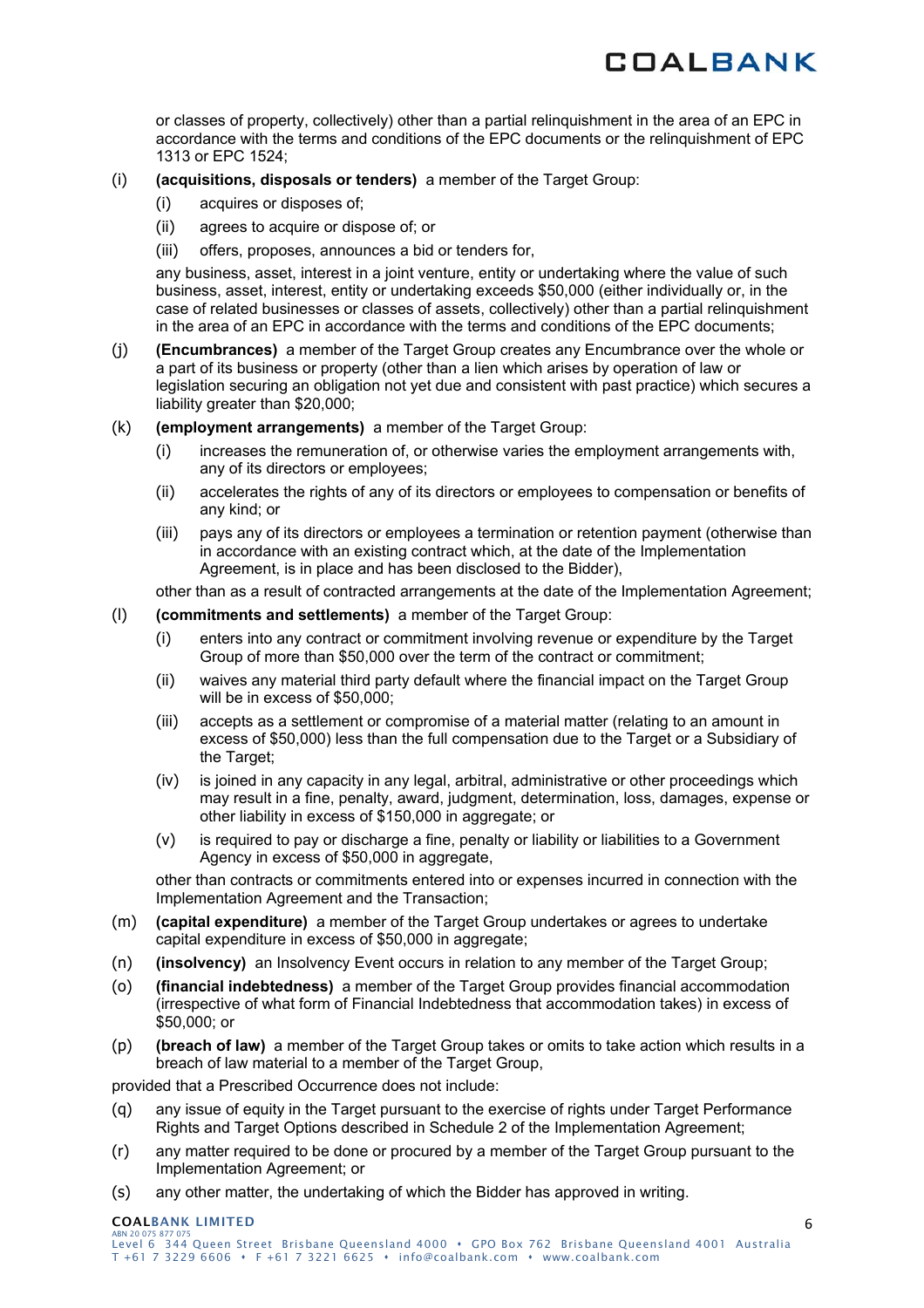or classes of property, collectively) other than a partial relinquishment in the area of an EPC in accordance with the terms and conditions of the EPC documents or the relinquishment of EPC 1313 or EPC 1524;

(i) **(acquisitions, disposals or tenders)** a member of the Target Group:

  (i) acquires or disposes of;

  (ii) agrees to acquire or dispose of; or

  (iii) offers, proposes, announces a bid or tenders for,

  any business, asset, interest in a joint venture, entity or undertaking where the value of such business, asset, interest, entity or undertaking exceeds $50,000 (either individually or, in the case of related businesses or classes of assets, collectively) other than a partial relinquishment in the area of an EPC in accordance with the terms and conditions of the EPC documents;

(j) **(Encumbrances)** a member of the Target Group creates any Encumbrance over the whole or a part of its business or property (other than a lien which arises by operation of law or legislation securing an obligation not yet due and consistent with past practice) which secures a liability greater than $20,000;

(k) **(employment arrangements)** a member of the Target Group:

  (i) increases the remuneration of, or otherwise varies the employment arrangements with, any of its directors or employees;

  (ii) accelerates the rights of any of its directors or employees to compensation or benefits of any kind; or

  (iii) pays any of its directors or employees a termination or retention payment (otherwise than in accordance with an existing contract which, at the date of the Implementation Agreement, is in place and has been disclosed to the Bidder),

  other than as a result of contracted arrangements at the date of the Implementation Agreement;

(l) **(commitments and settlements)** a member of the Target Group:

  (i) enters into any contract or commitment involving revenue or expenditure by the Target Group of more than $50,000 over the term of the contract or commitment;

  (ii) waives any material third party default where the financial impact on the Target Group will be in excess of $50,000;

  (iii) accepts as a settlement or compromise of a material matter (relating to an amount in excess of $50,000) less than the full compensation due to the Target or a Subsidiary of the Target;

  (iv) is joined in any capacity in any legal, arbitral, administrative or other proceedings which may result in a fine, penalty, award, judgment, determination, loss, damages, expense or other liability in excess of $150,000 in aggregate; or

  (v) is required to pay or discharge a fine, penalty or liability or liabilities to a Government Agency in excess of $50,000 in aggregate,

  other than contracts or commitments entered into or expenses incurred in connection with the Implementation Agreement and the Transaction;

(m) **(capital expenditure)** a member of the Target Group undertakes or agrees to undertake capital expenditure in excess of $50,000 in aggregate;

(n) **(insolvency)** an Insolvency Event occurs in relation to any member of the Target Group;

(o) **(financial indebtedness)** a member of the Target Group provides financial accommodation (irrespective of what form of Financial Indebtedness that accommodation takes) in excess of $50,000; or

(p) **(breach of law)** a member of the Target Group takes or omits to take action which results in a breach of law material to a member of the Target Group,

provided that a Prescribed Occurrence does not include:

(q) any issue of equity in the Target pursuant to the exercise of rights under Target Performance Rights and Target Options described in Schedule 2 of the Implementation Agreement;

(r) any matter required to be done or procured by a member of the Target Group pursuant to the Implementation Agreement; or

(s) any other matter, the undertaking of which the Bidder has approved in writing.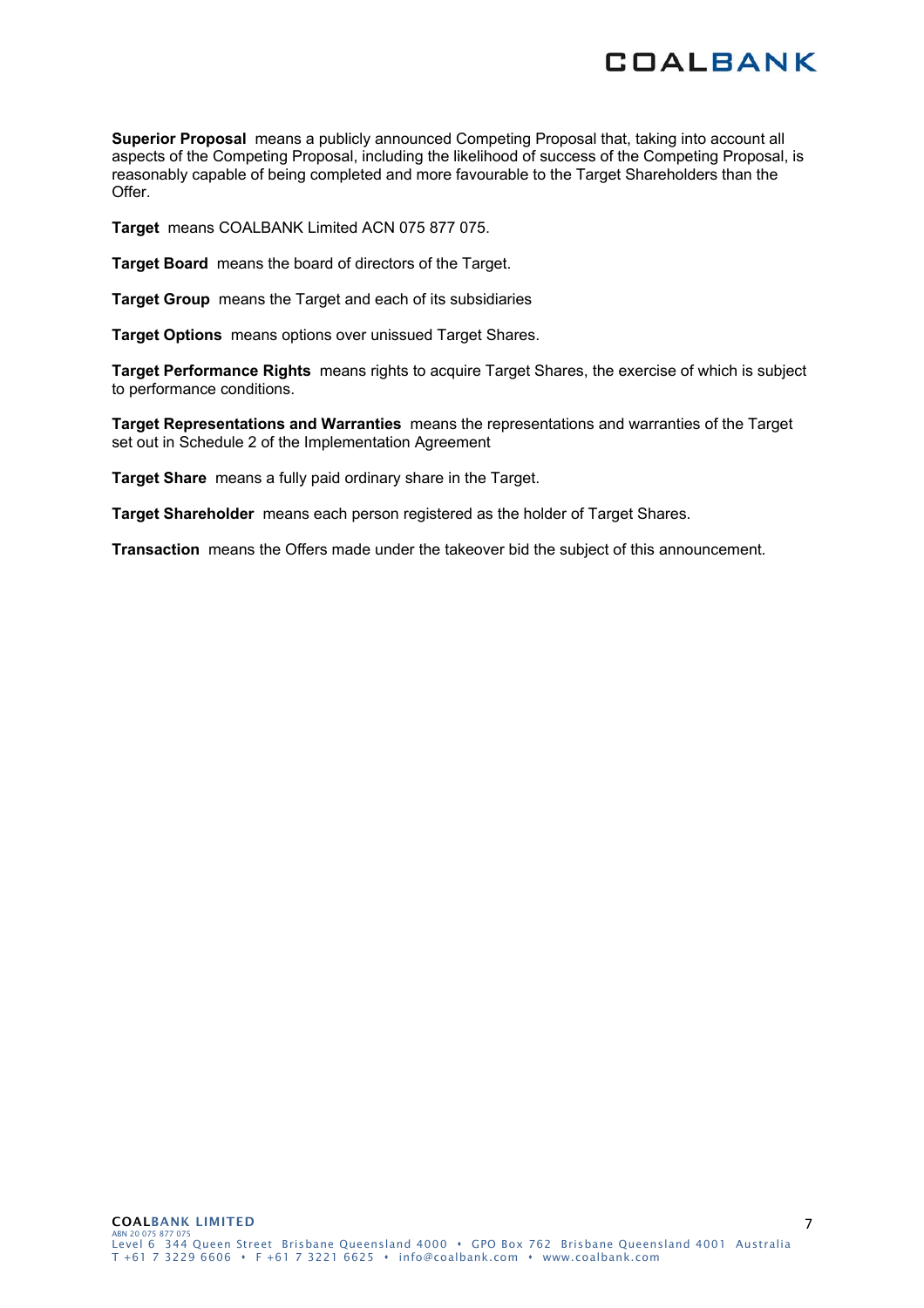**Superior Proposal** means a publicly announced Competing Proposal that, taking into account all aspects of the Competing Proposal, including the likelihood of success of the Competing Proposal, is reasonably capable of being completed and more favourable to the Target Shareholders than the Offer.

**Target** means COALBANK Limited ACN 075 877 075.

**Target Board** means the board of directors of the Target.

**Target Group** means the Target and each of its subsidiaries

**Target Options** means options over unissued Target Shares.

**Target Performance Rights** means rights to acquire Target Shares, the exercise of which is subject to performance conditions.

**Target Representations and Warranties** means the representations and warranties of the Target set out in Schedule 2 of the Implementation Agreement

**Target Share** means a fully paid ordinary share in the Target.

**Target Shareholder** means each person registered as the holder of Target Shares.

**Transaction** means the Offers made under the takeover bid the subject of this announcement.